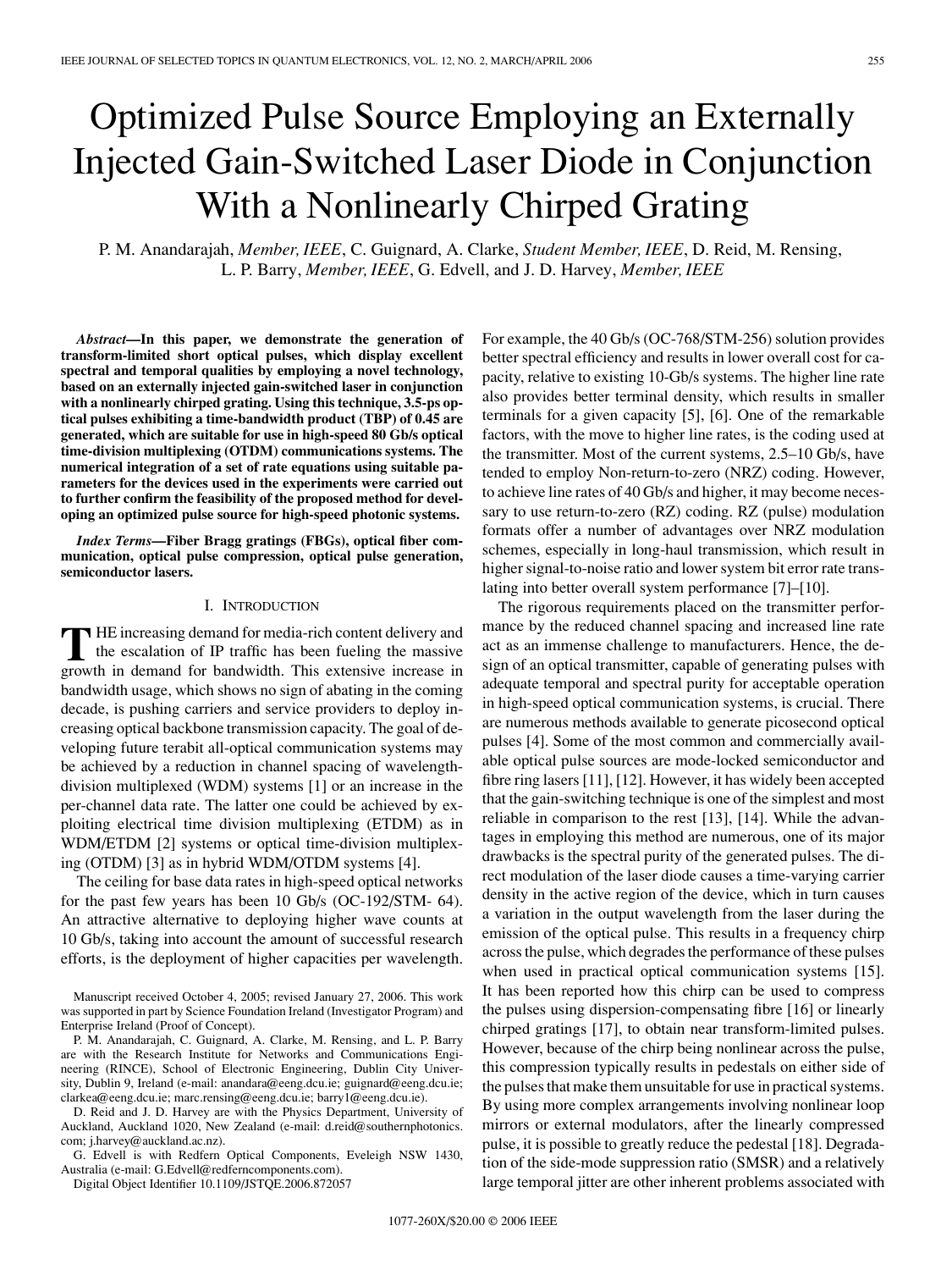# Optimized Pulse Source Employing an Externally Injected Gain-Switched Laser Diode in Conjunction With a Nonlinearly Chirped Grating

P. M. Anandarajah, *Member, IEEE*, C. Guignard, A. Clarke, *Student Member, IEEE*, D. Reid, M. Rensing, L. P. Barry, *Member, IEEE*, G. Edvell, and J. D. Harvey, *Member, IEEE*

***Abstract*—In this paper, we demonstrate the generation of transform-limited short optical pulses, which display excellent spectral and temporal qualities by employing a novel technology, based on an externally injected gain-switched laser in conjunction with a nonlinearly chirped grating. Using this technique, 3.5-ps optical pulses exhibiting a time-bandwidth product (TBP) of 0.45 are generated, which are suitable for use in high-speed 80 Gb/s optical time-division multiplexing (OTDM) communications systems. The numerical integration of a set of rate equations using suitable parameters for the devices used in the experiments were carried out to further confirm the feasibility of the proposed method for developing an optimized pulse source for high-speed photonic systems.**

***Index Terms*—Fiber Bragg gratings (FBGs), optical fiber communication, optical pulse compression, optical pulse generation, semiconductor lasers.**

## I. Introduction

The increasing demand for media-rich content delivery and the escalation of IP traffic has been fueling the massive growth in demand for bandwidth. This extensive increase in bandwidth usage, which shows no sign of abating in the coming decade, is pushing carriers and service providers to deploy increasing optical backbone transmission capacity. The goal of developing future terabit all-optical communication systems may be achieved by a reduction in channel spacing of wavelength-division multiplexed (WDM) systems [1] or an increase in the per-channel data rate. The latter one could be achieved by exploiting electrical time division multiplexing (ETDM) as in WDM/ETDM [2] systems or optical time-division multiplexing (OTDM) [3] as in hybrid WDM/OTDM systems [4].

The ceiling for base data rates in high-speed optical networks for the past few years has been 10 Gb/s (OC-192/STM- 64). An attractive alternative to deploying higher wave counts at 10 Gb/s, taking into account the amount of successful research efforts, is the deployment of higher capacities per wavelength. For example, the 40 Gb/s (OC-768/STM-256) solution provides better spectral efficiency and results in lower overall cost for capacity, relative to existing 10-Gb/s systems. The higher line rate also provides better terminal density, which results in smaller terminals for a given capacity [5], [6]. One of the remarkable factors, with the move to higher line rates, is the coding used at the transmitter. Most of the current systems, 2.5–10 Gb/s, have tended to employ Non-return-to-zero (NRZ) coding. However, to achieve line rates of 40 Gb/s and higher, it may become necessary to use return-to-zero (RZ) coding. RZ (pulse) modulation formats offer a number of advantages over NRZ modulation schemes, especially in long-haul transmission, which result in higher signal-to-noise ratio and lower system bit error rate translating into better overall system performance [7]–[10].

The rigorous requirements placed on the transmitter performance by the reduced channel spacing and increased line rate act as an immense challenge to manufacturers. Hence, the design of an optical transmitter, capable of generating pulses with adequate temporal and spectral purity for acceptable operation in high-speed optical communication systems, is crucial. There are numerous methods available to generate picosecond optical pulses [4]. Some of the most common and commercially available optical pulse sources are mode-locked semiconductor and fibre ring lasers [11], [12]. However, it has widely been accepted that the gain-switching technique is one of the simplest and most reliable in comparison to the rest [13], [14]. While the advantages in employing this method are numerous, one of its major drawbacks is the spectral purity of the generated pulses. The direct modulation of the laser diode causes a time-varying carrier density in the active region of the device, which in turn causes a variation in the output wavelength from the laser during the emission of the optical pulse. This results in a frequency chirp across the pulse, which degrades the performance of these pulses when used in practical optical communication systems [15]. It has been reported how this chirp can be used to compress the pulses using dispersion-compensating fibre [16] or linearly chirped gratings [17], to obtain near transform-limited pulses. However, because of the chirp being nonlinear across the pulse, this compression typically results in pedestals on either side of the pulses that make them unsuitable for use in practical systems. By using more complex arrangements involving nonlinear loop mirrors or external modulators, after the linearly compressed pulse, it is possible to greatly reduce the pedestal [18]. Degradation of the side-mode suppression ratio (SMSR) and a relatively large temporal jitter are other inherent problems associated with

Manuscript received October 4, 2005; revised January 27, 2006. This work was supported in part by Science Foundation Ireland (Investigator Program) and Enterprise Ireland (Proof of Concept).

P. M. Anandarajah, C. Guignard, A. Clarke, M. Rensing, and L. P. Barry are with the Research Institute for Networks and Communications Engineering (RINCE), School of Electronic Engineering, Dublin City University, Dublin 9, Ireland (e-mail: anandara@eeng.dcu.ie; guignard@eeng.dcu.ie; clarkea@eeng.dcu.ie; marc.rensing@eeng.dcu.ie; barry1@eeng.dcu.ie).

D. Reid and J. D. Harvey are with the Physics Department, University of Auckland, Auckland 1020, New Zealand (e-mail: d.reid@southernphotonics.com; j.harvey@auckland.ac.nz).

G. Edvell is with Redfern Optical Components, Eveleigh NSW 1430, Australia (e-mail: G.Edvell@redferncomponents.com).

Digital Object Identifier 10.1109/JSTQE.2006.872057

1077-260X/$20.00 © 2006 IEEE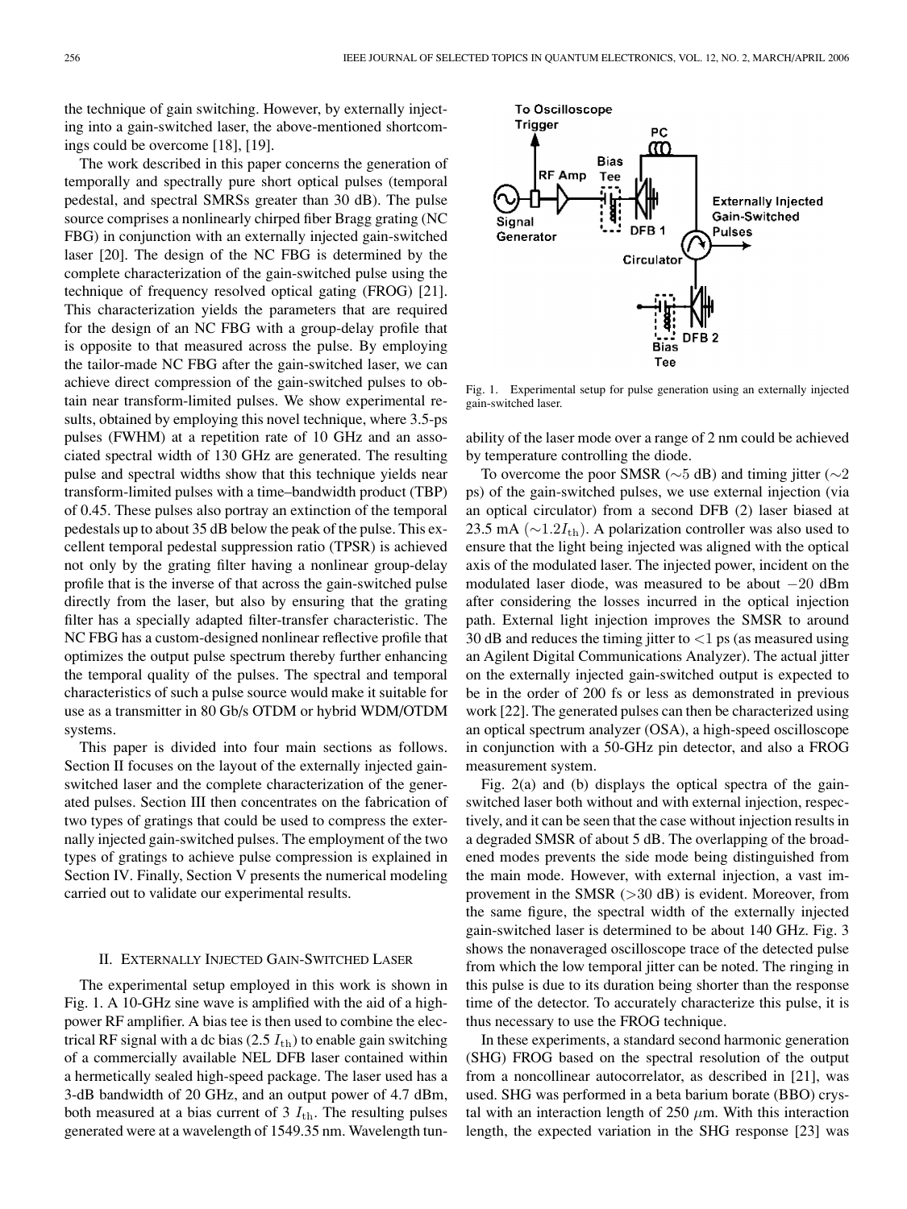the technique of gain switching. However, by externally injecting into a gain-switched laser, the above-mentioned shortcomings could be overcome [18], [19].

The work described in this paper concerns the generation of temporally and spectrally pure short optical pulses (temporal pedestal, and spectral SMRSs greater than 30 dB). The pulse source comprises a nonlinearly chirped fiber Bragg grating (NC FBG) in conjunction with an externally injected gain-switched laser [20]. The design of the NC FBG is determined by the complete characterization of the gain-switched pulse using the technique of frequency resolved optical gating (FROG) [21]. This characterization yields the parameters that are required for the design of an NC FBG with a group-delay profile that is opposite to that measured across the pulse. By employing the tailor-made NC FBG after the gain-switched laser, we can achieve direct compression of the gain-switched pulses to obtain near transform-limited pulses. We show experimental results, obtained by employing this novel technique, where 3.5-ps pulses (FWHM) at a repetition rate of 10 GHz and an associated spectral width of 130 GHz are generated. The resulting pulse and spectral widths show that this technique yields near transform-limited pulses with a time–bandwidth product (TBP) of 0.45. These pulses also portray an extinction of the temporal pedestals up to about 35 dB below the peak of the pulse. This excellent temporal pedestal suppression ratio (TPSR) is achieved not only by the grating filter having a nonlinear group-delay profile that is the inverse of that across the gain-switched pulse directly from the laser, but also by ensuring that the grating filter has a specially adapted filter-transfer characteristic. The NC FBG has a custom-designed nonlinear reflective profile that optimizes the output pulse spectrum thereby further enhancing the temporal quality of the pulses. The spectral and temporal characteristics of such a pulse source would make it suitable for use as a transmitter in 80 Gb/s OTDM or hybrid WDM/OTDM systems.

This paper is divided into four main sections as follows. Section II focuses on the layout of the externally injected gain-switched laser and the complete characterization of the generated pulses. Section III then concentrates on the fabrication of two types of gratings that could be used to compress the externally injected gain-switched pulses. The employment of the two types of gratings to achieve pulse compression is explained in Section IV. Finally, Section V presents the numerical modeling carried out to validate our experimental results.

## II. Externally Injected Gain-Switched Laser

The experimental setup employed in this work is shown in Fig. 1. A 10-GHz sine wave is amplified with the aid of a high-power RF amplifier. A bias tee is then used to combine the electrical RF signal with a dc bias (2.5 $I_{\text{th}}$) to enable gain switching of a commercially available NEL DFB laser contained within a hermetically sealed high-speed package. The laser used has a 3-dB bandwidth of 20 GHz, and an output power of 4.7 dBm, both measured at a bias current of 3 $I_{\text{th}}$. The resulting pulses generated were at a wavelength of 1549.35 nm. Wavelength tunability of the laser mode over a range of 2 nm could be achieved by temperature controlling the diode.

Fig. 1. Experimental setup for pulse generation using an externally injected gain-switched laser.

To overcome the poor SMSR (~5 dB) and timing jitter (~2 ps) of the gain-switched pulses, we use external injection (via an optical circulator) from a second DFB (2) laser biased at 23.5 mA (~$1.2 I_{\text{th}}$). A polarization controller was also used to ensure that the light being injected was aligned with the optical axis of the modulated laser. The injected power, incident on the modulated laser diode, was measured to be about $-20$ dBm after considering the losses incurred in the optical injection path. External light injection improves the SMSR to around 30 dB and reduces the timing jitter to <1 ps (as measured using an Agilent Digital Communications Analyzer). The actual jitter on the externally injected gain-switched output is expected to be in the order of 200 fs or less as demonstrated in previous work [22]. The generated pulses can then be characterized using an optical spectrum analyzer (OSA), a high-speed oscilloscope in conjunction with a 50-GHz pin detector, and also a FROG measurement system.

Fig. 2(a) and (b) displays the optical spectra of the gain-switched laser both without and with external injection, respectively, and it can be seen that the case without injection results in a degraded SMSR of about 5 dB. The overlapping of the broadened modes prevents the side mode being distinguished from the main mode. However, with external injection, a vast improvement in the SMSR (>30 dB) is evident. Moreover, from the same figure, the spectral width of the externally injected gain-switched laser is determined to be about 140 GHz. Fig. 3 shows the nonaveraged oscilloscope trace of the detected pulse from which the low temporal jitter can be noted. The ringing in this pulse is due to its duration being shorter than the response time of the detector. To accurately characterize this pulse, it is thus necessary to use the FROG technique.

In these experiments, a standard second harmonic generation (SHG) FROG based on the spectral resolution of the output from a noncollinear autocorrelator, as described in [21], was used. SHG was performed in a beta barium borate (BBO) crystal with an interaction length of 250 $\mu$m. With this interaction length, the expected variation in the SHG response [23] was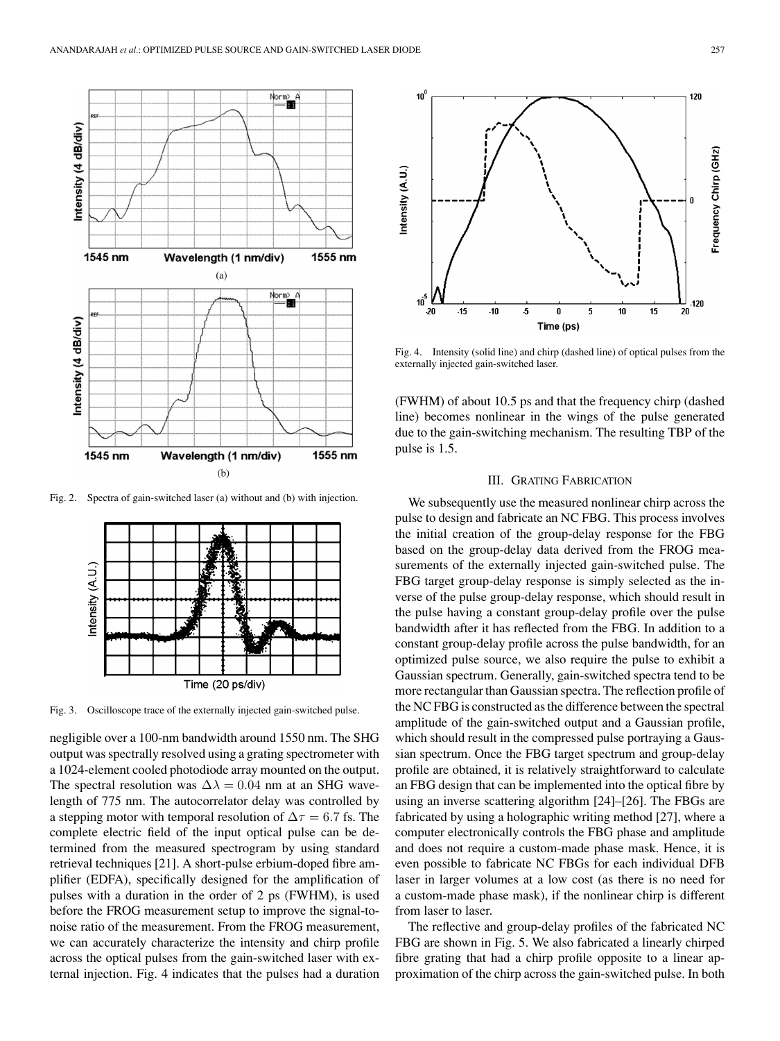Norm> A

REF

Intensity (4 dB/div)

1545 nm

Wavelength (1 nm/div)

1555 nm

(a)

Norm> A

REF

Intensity (4 dB/div)

1545 nm

Wavelength (1 nm/div)

1555 nm

(b)

Fig. 2. Spectra of gain-switched laser (a) without and (b) with injection.

Intensity (A.U.)

Time (20 ps/div)

Fig. 3. Oscilloscope trace of the externally injected gain-switched pulse.

negligible over a 100-nm bandwidth around 1550 nm. The SHG output was spectrally resolved using a grating spectrometer with a 1024-element cooled photodiode array mounted on the output. The spectral resolution was $\Delta\lambda = 0.04$ nm at an SHG wavelength of 775 nm. The autocorrelator delay was controlled by a stepping motor with temporal resolution of $\Delta\tau = 6.7$ fs. The complete electric field of the input optical pulse can be determined from the measured spectrogram by using standard retrieval techniques [21]. A short-pulse erbium-doped fibre amplifier (EDFA), specifically designed for the amplification of pulses with a duration in the order of 2 ps (FWHM), is used before the FROG measurement setup to improve the signal-to-noise ratio of the measurement. From the FROG measurement, we can accurately characterize the intensity and chirp profile across the optical pulses from the gain-switched laser with external injection. Fig. 4 indicates that the pulses had a duration

$10^0$

$10^{-5}$

Intensity (A.U.)

-20 -15 -10 -5 0 5 10 15 20

Time (ps)

120

0

-120

Frequency Chirp (GHz)

Fig. 4. Intensity (solid line) and chirp (dashed line) of optical pulses from the externally injected gain-switched laser.

(FWHM) of about 10.5 ps and that the frequency chirp (dashed line) becomes nonlinear in the wings of the pulse generated due to the gain-switching mechanism. The resulting TBP of the pulse is 1.5.

## III. Grating Fabrication

We subsequently use the measured nonlinear chirp across the pulse to design and fabricate an NC FBG. This process involves the initial creation of the group-delay response for the FBG based on the group-delay data derived from the FROG measurements of the externally injected gain-switched pulse. The FBG target group-delay response is simply selected as the inverse of the pulse group-delay response, which should result in the pulse having a constant group-delay profile over the pulse bandwidth after it has reflected from the FBG. In addition to a constant group-delay profile across the pulse bandwidth, for an optimized pulse source, we also require the pulse to exhibit a Gaussian spectrum. Generally, gain-switched spectra tend to be more rectangular than Gaussian spectra. The reflection profile of the NC FBG is constructed as the difference between the spectral amplitude of the gain-switched output and a Gaussian profile, which should result in the compressed pulse portraying a Gaussian spectrum. Once the FBG target spectrum and group-delay profile are obtained, it is relatively straightforward to calculate an FBG design that can be implemented into the optical fibre by using an inverse scattering algorithm [24]–[26]. The FBGs are fabricated by using a holographic writing method [27], where a computer electronically controls the FBG phase and amplitude and does not require a custom-made phase mask. Hence, it is even possible to fabricate NC FBGs for each individual DFB laser in larger volumes at a low cost (as there is no need for a custom-made phase mask), if the nonlinear chirp is different from laser to laser.

The reflective and group-delay profiles of the fabricated NC FBG are shown in Fig. 5. We also fabricated a linearly chirped fibre grating that had a chirp profile opposite to a linear approximation of the chirp across the gain-switched pulse. In both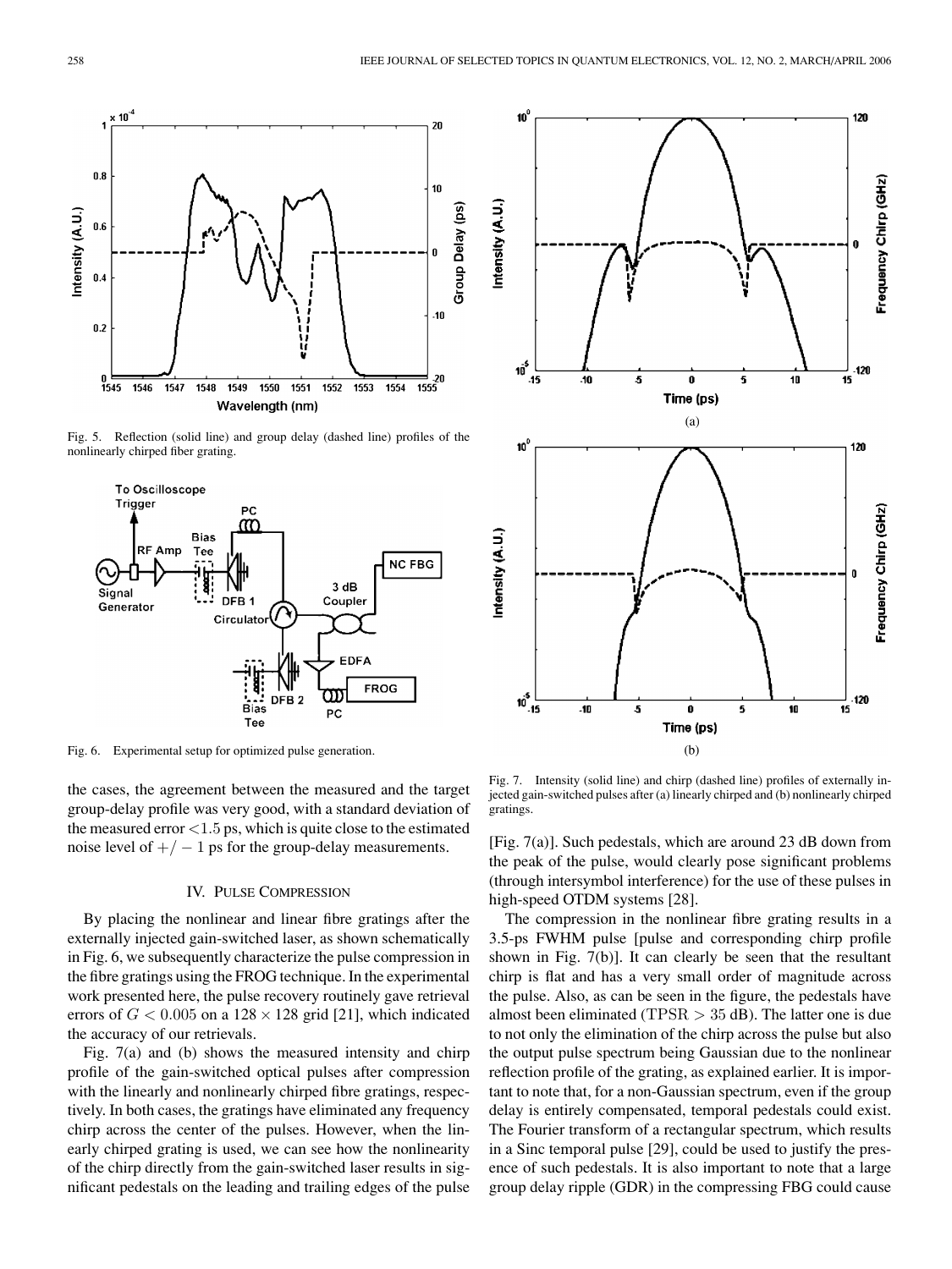Fig. 5. Reflection (solid line) and group delay (dashed line) profiles of the nonlinearly chirped fiber grating.

Fig. 6. Experimental setup for optimized pulse generation.

Fig. 7. Intensity (solid line) and chirp (dashed line) profiles of externally injected gain-switched pulses after (a) linearly chirped and (b) nonlinearly chirped gratings.

the cases, the agreement between the measured and the target group-delay profile was very good, with a standard deviation of the measured error $<1.5$ ps, which is quite close to the estimated noise level of $+/-1$ ps for the group-delay measurements.

## IV. Pulse Compression

By placing the nonlinear and linear fibre gratings after the externally injected gain-switched laser, as shown schematically in Fig. 6, we subsequently characterize the pulse compression in the fibre gratings using the FROG technique. In the experimental work presented here, the pulse recovery routinely gave retrieval errors of $G < 0.005$ on a $128 \times 128$ grid [21], which indicated the accuracy of our retrievals.

Fig. 7(a) and (b) shows the measured intensity and chirp profile of the gain-switched optical pulses after compression with the linearly and nonlinearly chirped fibre gratings, respectively. In both cases, the gratings have eliminated any frequency chirp across the center of the pulses. However, when the linearly chirped grating is used, we can see how the nonlinearity of the chirp directly from the gain-switched laser results in significant pedestals on the leading and trailing edges of the pulse [Fig. 7(a)]. Such pedestals, which are around 23 dB down from the peak of the pulse, would clearly pose significant problems (through intersymbol interference) for the use of these pulses in high-speed OTDM systems [28].

The compression in the nonlinear fibre grating results in a 3.5-ps FWHM pulse [pulse and corresponding chirp profile shown in Fig. 7(b)]. It can clearly be seen that the resultant chirp is flat and has a very small order of magnitude across the pulse. Also, as can be seen in the figure, the pedestals have almost been eliminated ($\mathrm{TPSR} > 35$ dB). The latter one is due to not only the elimination of the chirp across the pulse but also the output pulse spectrum being Gaussian due to the nonlinear reflection profile of the grating, as explained earlier. It is important to note that, for a non-Gaussian spectrum, even if the group delay is entirely compensated, temporal pedestals could exist. The Fourier transform of a rectangular spectrum, which results in a Sinc temporal pulse [29], could be used to justify the presence of such pedestals. It is also important to note that a large group delay ripple (GDR) in the compressing FBG could cause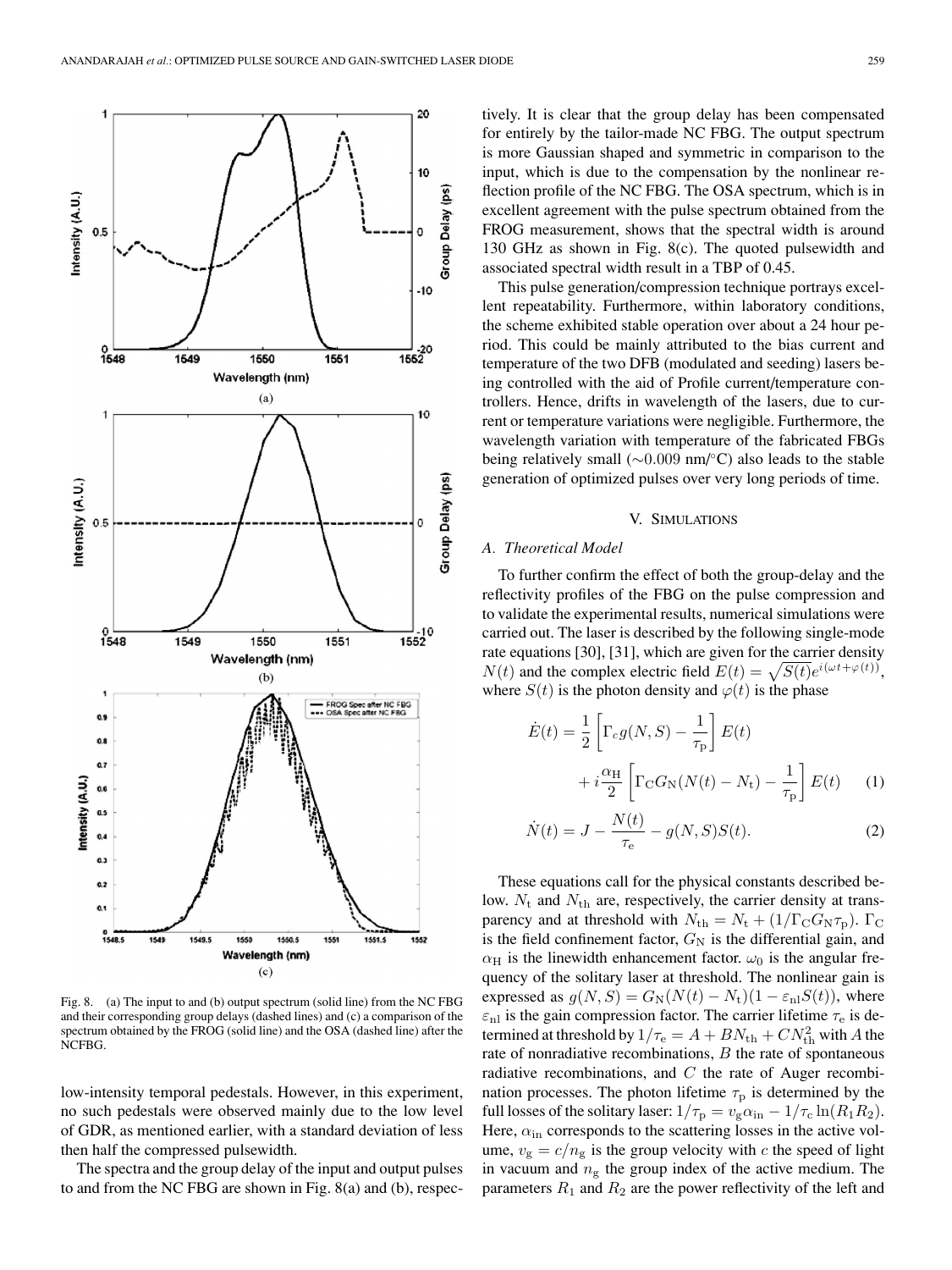Fig. 8. (a) The input to and (b) output spectrum (solid line) from the NC FBG and their corresponding group delays (dashed lines) and (c) a comparison of the spectrum obtained by the FROG (solid line) and the OSA (dashed line) after the NCFBG.

low-intensity temporal pedestals. However, in this experiment, no such pedestals were observed mainly due to the low level of GDR, as mentioned earlier, with a standard deviation of less then half the compressed pulsewidth.

The spectra and the group delay of the input and output pulses to and from the NC FBG are shown in Fig. 8(a) and (b), respectively. It is clear that the group delay has been compensated for entirely by the tailor-made NC FBG. The output spectrum is more Gaussian shaped and symmetric in comparison to the input, which is due to the compensation by the nonlinear reflection profile of the NC FBG. The OSA spectrum, which is in excellent agreement with the pulse spectrum obtained from the FROG measurement, shows that the spectral width is around 130 GHz as shown in Fig. 8(c). The quoted pulsewidth and associated spectral width result in a TBP of 0.45.

This pulse generation/compression technique portrays excellent repeatability. Furthermore, within laboratory conditions, the scheme exhibited stable operation over about a 24 hour period. This could be mainly attributed to the bias current and temperature of the two DFB (modulated and seeding) lasers being controlled with the aid of Profile current/temperature controllers. Hence, drifts in wavelength of the lasers, due to current or temperature variations were negligible. Furthermore, the wavelength variation with temperature of the fabricated FBGs being relatively small ($\sim$0.009 nm/°C) also leads to the stable generation of optimized pulses over very long periods of time.

## V. Simulations

### A. Theoretical Model

To further confirm the effect of both the group-delay and the reflectivity profiles of the FBG on the pulse compression and to validate the experimental results, numerical simulations were carried out. The laser is described by the following single-mode rate equations [30], [31], which are given for the carrier density $N(t)$ and the complex electric field $E(t) = \sqrt{S(t)}e^{i(\omega t + \varphi(t))}$, where $S(t)$ is the photon density and $\varphi(t)$ is the phase

$$\dot{E}(t) = \frac{1}{2}\left[\Gamma_c g(N,S) - \frac{1}{\tau_\mathrm{p}}\right]E(t) + i\frac{\alpha_\mathrm{H}}{2}\left[\Gamma_\mathrm{C} G_\mathrm{N}(N(t) - N_\mathrm{t}) - \frac{1}{\tau_\mathrm{p}}\right]E(t) \quad (1)$$

$$\dot{N}(t) = J - \frac{N(t)}{\tau_\mathrm{e}} - g(N,S)S(t). \quad (2)$$

These equations call for the physical constants described below. $N_\mathrm{t}$ and $N_\mathrm{th}$ are, respectively, the carrier density at transparency and at threshold with $N_\mathrm{th} = N_\mathrm{t} + (1/\Gamma_\mathrm{C} G_\mathrm{N} \tau_\mathrm{p})$. $\Gamma_\mathrm{C}$ is the field confinement factor, $G_\mathrm{N}$ is the differential gain, and $\alpha_\mathrm{H}$ is the linewidth enhancement factor. $\omega_0$ is the angular frequency of the solitary laser at threshold. The nonlinear gain is expressed as $g(N,S) = G_\mathrm{N}(N(t) - N_\mathrm{t})(1 - \varepsilon_\mathrm{nl} S(t))$, where $\varepsilon_\mathrm{nl}$ is the gain compression factor. The carrier lifetime $\tau_\mathrm{e}$ is determined at threshold by $1/\tau_\mathrm{e} = A + BN_\mathrm{th} + CN_\mathrm{th}^2$ with $A$ the rate of nonradiative recombinations, $B$ the rate of spontaneous radiative recombinations, and $C$ the rate of Auger recombination processes. The photon lifetime $\tau_\mathrm{p}$ is determined by the full losses of the solitary laser: $1/\tau_\mathrm{p} = v_\mathrm{g}\alpha_\mathrm{in} - 1/\tau_\mathrm{c}\ln(R_1 R_2)$. Here, $\alpha_\mathrm{in}$ corresponds to the scattering losses in the active volume, $v_\mathrm{g} = c/n_\mathrm{g}$ is the group velocity with $c$ the speed of light in vacuum and $n_\mathrm{g}$ the group index of the active medium. The parameters $R_1$ and $R_2$ are the power reflectivity of the left and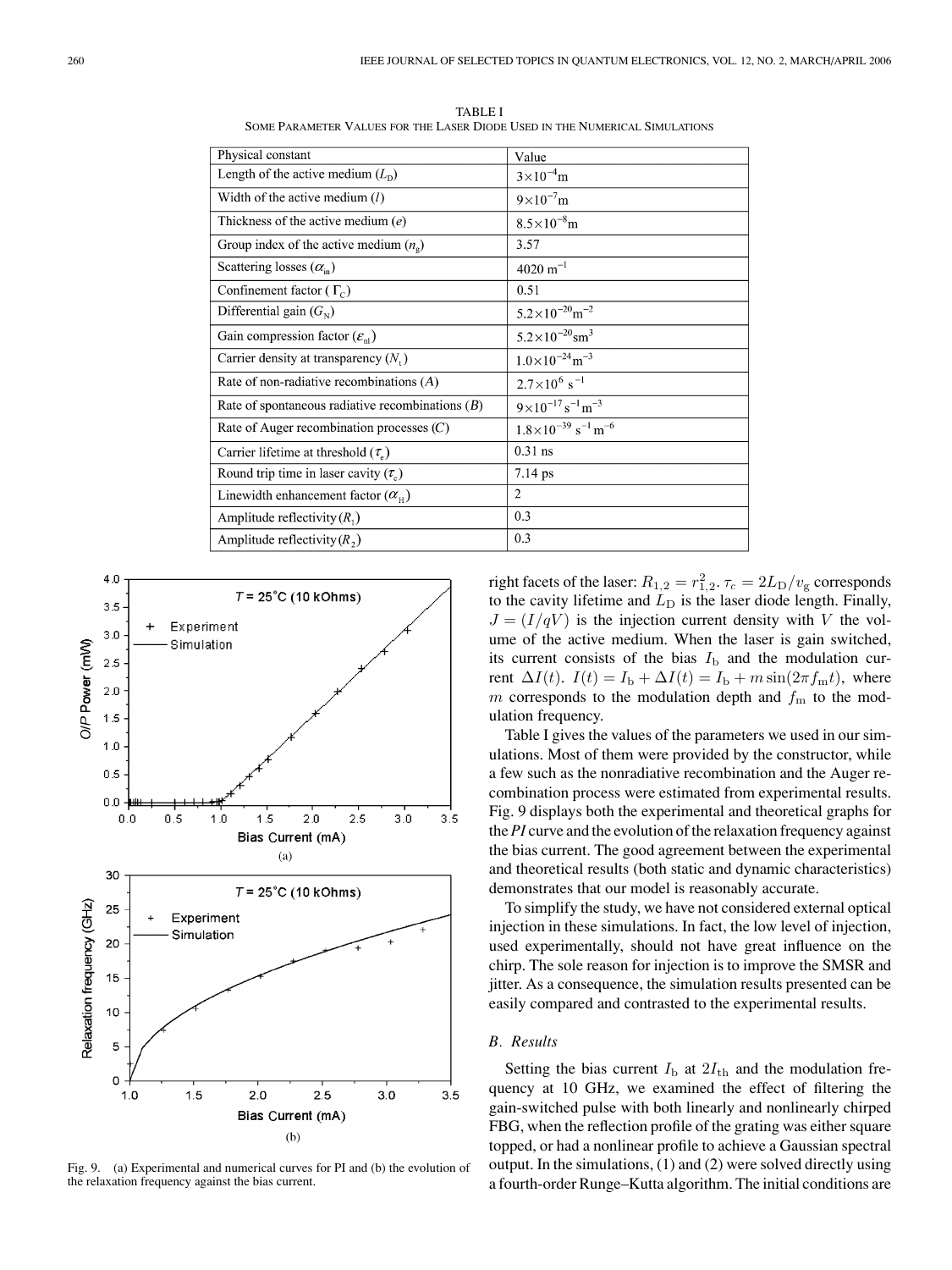TABLE I
SOME PARAMETER VALUES FOR THE LASER DIODE USED IN THE NUMERICAL SIMULATIONS

| Physical constant | Value |
|---|---|
| Length of the active medium ($L_D$) | $3\times10^{-4}$m |
| Width of the active medium ($l$) | $9\times10^{-7}$m |
| Thickness of the active medium ($e$) | $8.5\times10^{-8}$m |
| Group index of the active medium ($n_g$) | 3.57 |
| Scattering losses ($\alpha_{in}$) | 4020 m$^{-1}$ |
| Confinement factor ($\Gamma_C$) | 0.51 |
| Differential gain ($G_N$) | $5.2\times10^{-20}$m$^{-2}$ |
| Gain compression factor ($\varepsilon_{nl}$) | $5.2\times10^{-20}$sm$^{3}$ |
| Carrier density at transparency ($N_t$) | $1.0\times10^{-24}$m$^{-3}$ |
| Rate of non-radiative recombinations ($A$) | $2.7\times10^{6}$ s$^{-1}$ |
| Rate of spontaneous radiative recombinations ($B$) | $9\times10^{-17}$ s$^{-1}$m$^{-3}$ |
| Rate of Auger recombination processes ($C$) | $1.8\times10^{-39}$ s$^{-1}$ m$^{-6}$ |
| Carrier lifetime at threshold ($\tau_e$) | 0.31 ns |
| Round trip time in laser cavity ($\tau_c$) | 7.14 ps |
| Linewidth enhancement factor ($\alpha_H$) | 2 |
| Amplitude reflectivity ($R_1$) | 0.3 |
| Amplitude reflectivity ($R_2$) | 0.3 |

Fig. 9. (a) Experimental and numerical curves for PI and (b) the evolution of the relaxation frequency against the bias current.

right facets of the laser: $R_{1,2} = r_{1,2}^2$. $\tau_c = 2L_D/v_g$ corresponds to the cavity lifetime and $L_D$ is the laser diode length. Finally, $J = (I/qV)$ is the injection current density with $V$ the volume of the active medium. When the laser is gain switched, its current consists of the bias $I_b$ and the modulation current $\Delta I(t)$. $I(t) = I_b + \Delta I(t) = I_b + m\sin(2\pi f_m t)$, where $m$ corresponds to the modulation depth and $f_m$ to the modulation frequency.

Table I gives the values of the parameters we used in our simulations. Most of them were provided by the constructor, while a few such as the nonradiative recombination and the Auger recombination process were estimated from experimental results. Fig. 9 displays both the experimental and theoretical graphs for the *PI* curve and the evolution of the relaxation frequency against the bias current. The good agreement between the experimental and theoretical results (both static and dynamic characteristics) demonstrates that our model is reasonably accurate.

To simplify the study, we have not considered external optical injection in these simulations. In fact, the low level of injection, used experimentally, should not have great influence on the chirp. The sole reason for injection is to improve the SMSR and jitter. As a consequence, the simulation results presented can be easily compared and contrasted to the experimental results.

### *B. Results*

Setting the bias current $I_b$ at $2I_{th}$ and the modulation frequency at 10 GHz, we examined the effect of filtering the gain-switched pulse with both linearly and nonlinearly chirped FBG, when the reflection profile of the grating was either square topped, or had a nonlinear profile to achieve a Gaussian spectral output. In the simulations, (1) and (2) were solved directly using a fourth-order Runge–Kutta algorithm. The initial conditions are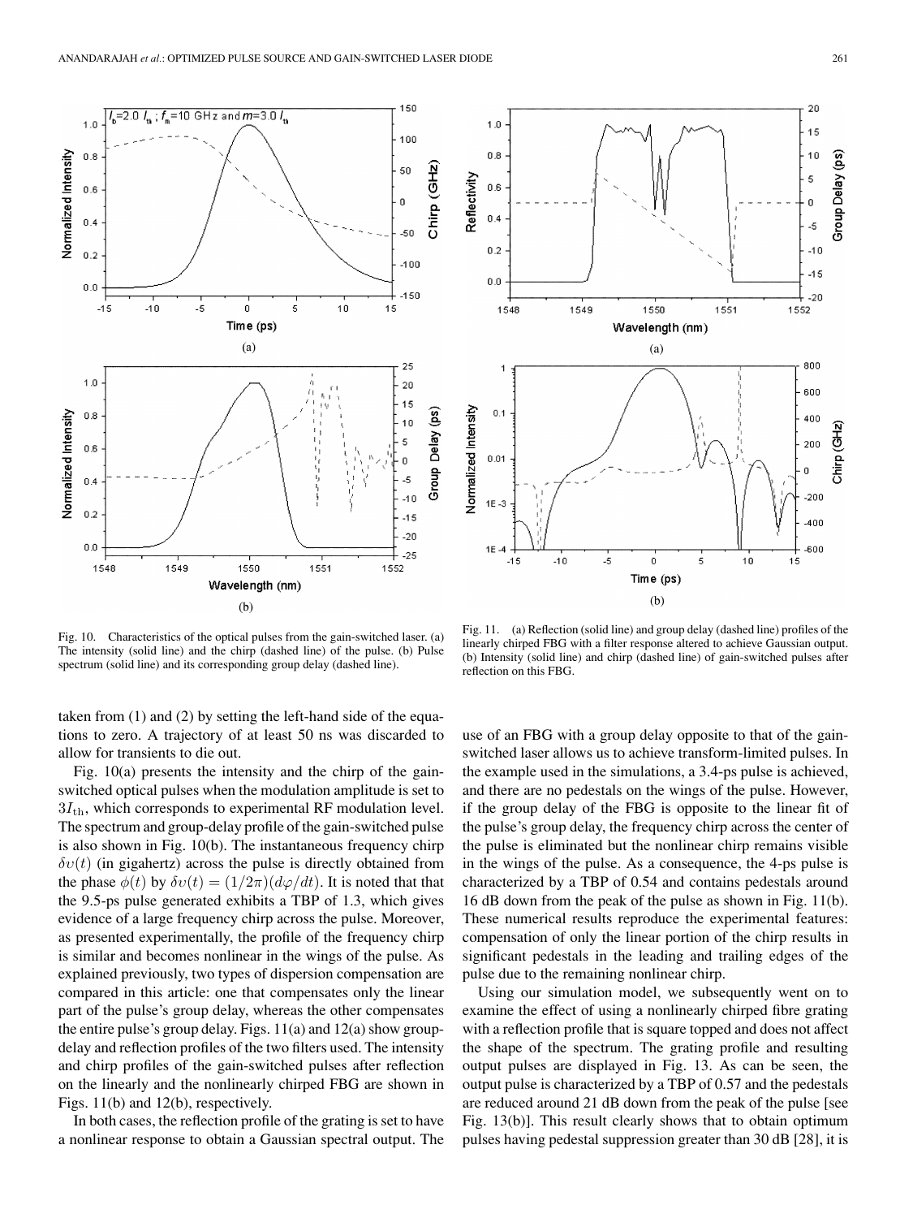Fig. 10. Characteristics of the optical pulses from the gain-switched laser. (a) The intensity (solid line) and the chirp (dashed line) of the pulse. (b) Pulse spectrum (solid line) and its corresponding group delay (dashed line).

Fig. 11. (a) Reflection (solid line) and group delay (dashed line) profiles of the linearly chirped FBG with a filter response altered to achieve Gaussian output. (b) Intensity (solid line) and chirp (dashed line) of gain-switched pulses after reflection on this FBG.

taken from (1) and (2) by setting the left-hand side of the equations to zero. A trajectory of at least 50 ns was discarded to allow for transients to die out.

Fig. 10(a) presents the intensity and the chirp of the gain-switched optical pulses when the modulation amplitude is set to $3I_{\rm th}$, which corresponds to experimental RF modulation level. The spectrum and group-delay profile of the gain-switched pulse is also shown in Fig. 10(b). The instantaneous frequency chirp $\delta\upsilon(t)$ (in gigahertz) across the pulse is directly obtained from the phase $\phi(t)$ by $\delta\upsilon(t) = (1/2\pi)(d\varphi/dt)$. It is noted that that the 9.5-ps pulse generated exhibits a TBP of 1.3, which gives evidence of a large frequency chirp across the pulse. Moreover, as presented experimentally, the profile of the frequency chirp is similar and becomes nonlinear in the wings of the pulse. As explained previously, two types of dispersion compensation are compared in this article: one that compensates only the linear part of the pulse's group delay, whereas the other compensates the entire pulse's group delay. Figs. 11(a) and 12(a) show group-delay and reflection profiles of the two filters used. The intensity and chirp profiles of the gain-switched pulses after reflection on the linearly and the nonlinearly chirped FBG are shown in Figs. 11(b) and 12(b), respectively.

In both cases, the reflection profile of the grating is set to have a nonlinear response to obtain a Gaussian spectral output. The use of an FBG with a group delay opposite to that of the gain-switched laser allows us to achieve transform-limited pulses. In the example used in the simulations, a 3.4-ps pulse is achieved, and there are no pedestals on the wings of the pulse. However, if the group delay of the FBG is opposite to the linear fit of the pulse's group delay, the frequency chirp across the center of the pulse is eliminated but the nonlinear chirp remains visible in the wings of the pulse. As a consequence, the 4-ps pulse is characterized by a TBP of 0.54 and contains pedestals around 16 dB down from the peak of the pulse as shown in Fig. 11(b). These numerical results reproduce the experimental features: compensation of only the linear portion of the chirp results in significant pedestals in the leading and trailing edges of the pulse due to the remaining nonlinear chirp.

Using our simulation model, we subsequently went on to examine the effect of using a nonlinearly chirped fibre grating with a reflection profile that is square topped and does not affect the shape of the spectrum. The grating profile and resulting output pulses are displayed in Fig. 13. As can be seen, the output pulse is characterized by a TBP of 0.57 and the pedestals are reduced around 21 dB down from the peak of the pulse [see Fig. 13(b)]. This result clearly shows that to obtain optimum pulses having pedestal suppression greater than 30 dB [28], it is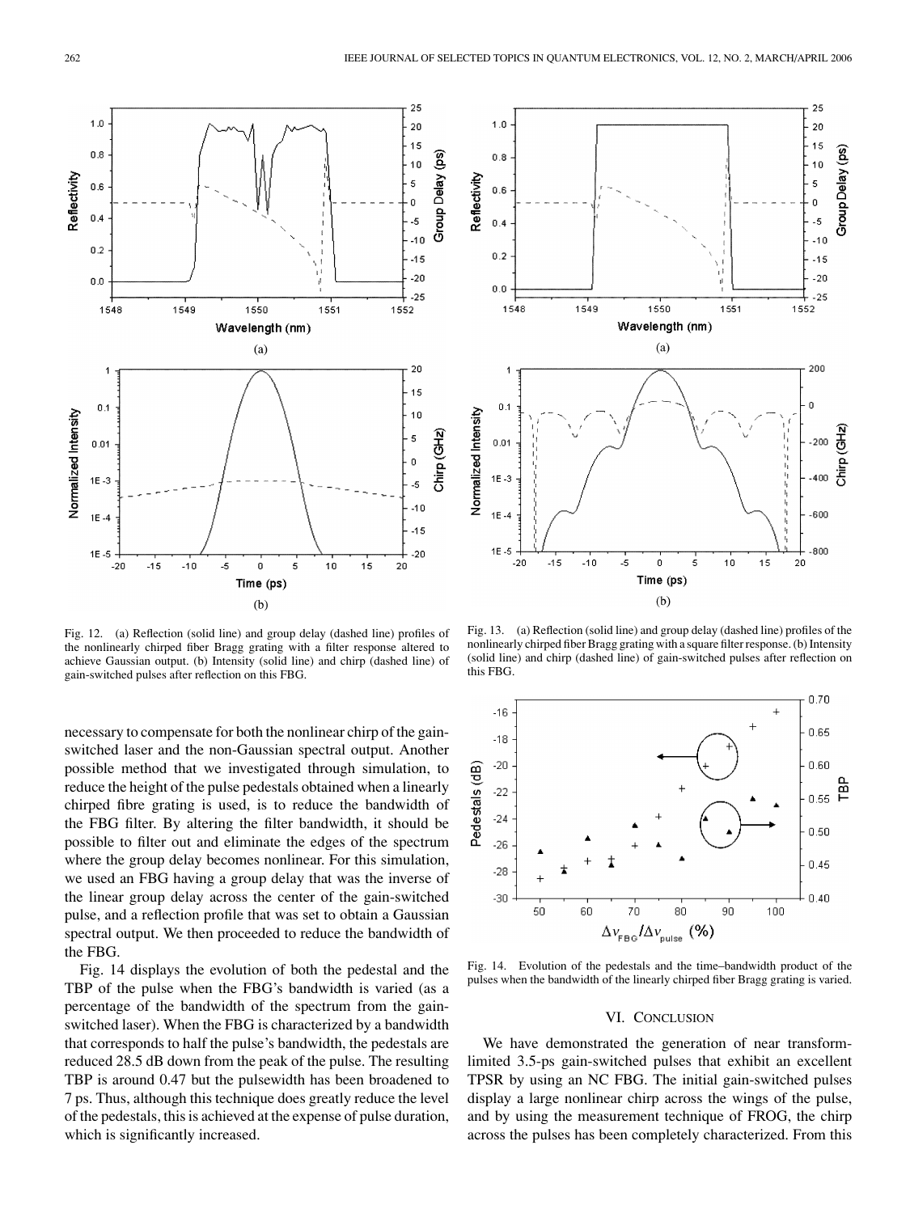Fig. 12. (a) Reflection (solid line) and group delay (dashed line) profiles of the nonlinearly chirped fiber Bragg grating with a filter response altered to achieve Gaussian output. (b) Intensity (solid line) and chirp (dashed line) of gain-switched pulses after reflection on this FBG.

Fig. 13. (a) Reflection (solid line) and group delay (dashed line) profiles of the nonlinearly chirped fiber Bragg grating with a square filter response. (b) Intensity (solid line) and chirp (dashed line) of gain-switched pulses after reflection on this FBG.

necessary to compensate for both the nonlinear chirp of the gain-switched laser and the non-Gaussian spectral output. Another possible method that we investigated through simulation, to reduce the height of the pulse pedestals obtained when a linearly chirped fibre grating is used, is to reduce the bandwidth of the FBG filter. By altering the filter bandwidth, it should be possible to filter out and eliminate the edges of the spectrum where the group delay becomes nonlinear. For this simulation, we used an FBG having a group delay that was the inverse of the linear group delay across the center of the gain-switched pulse, and a reflection profile that was set to obtain a Gaussian spectral output. We then proceeded to reduce the bandwidth of the FBG.

Fig. 14 displays the evolution of both the pedestal and the TBP of the pulse when the FBG's bandwidth is varied (as a percentage of the bandwidth of the spectrum from the gain-switched laser). When the FBG is characterized by a bandwidth that corresponds to half the pulse's bandwidth, the pedestals are reduced 28.5 dB down from the peak of the pulse. The resulting TBP is around 0.47 but the pulsewidth has been broadened to 7 ps. Thus, although this technique does greatly reduce the level of the pedestals, this is achieved at the expense of pulse duration, which is significantly increased.

Fig. 14. Evolution of the pedestals and the time–bandwidth product of the pulses when the bandwidth of the linearly chirped fiber Bragg grating is varied.

## VI. Conclusion

We have demonstrated the generation of near transform-limited 3.5-ps gain-switched pulses that exhibit an excellent TPSR by using an NC FBG. The initial gain-switched pulses display a large nonlinear chirp across the wings of the pulse, and by using the measurement technique of FROG, the chirp across the pulses has been completely characterized. From this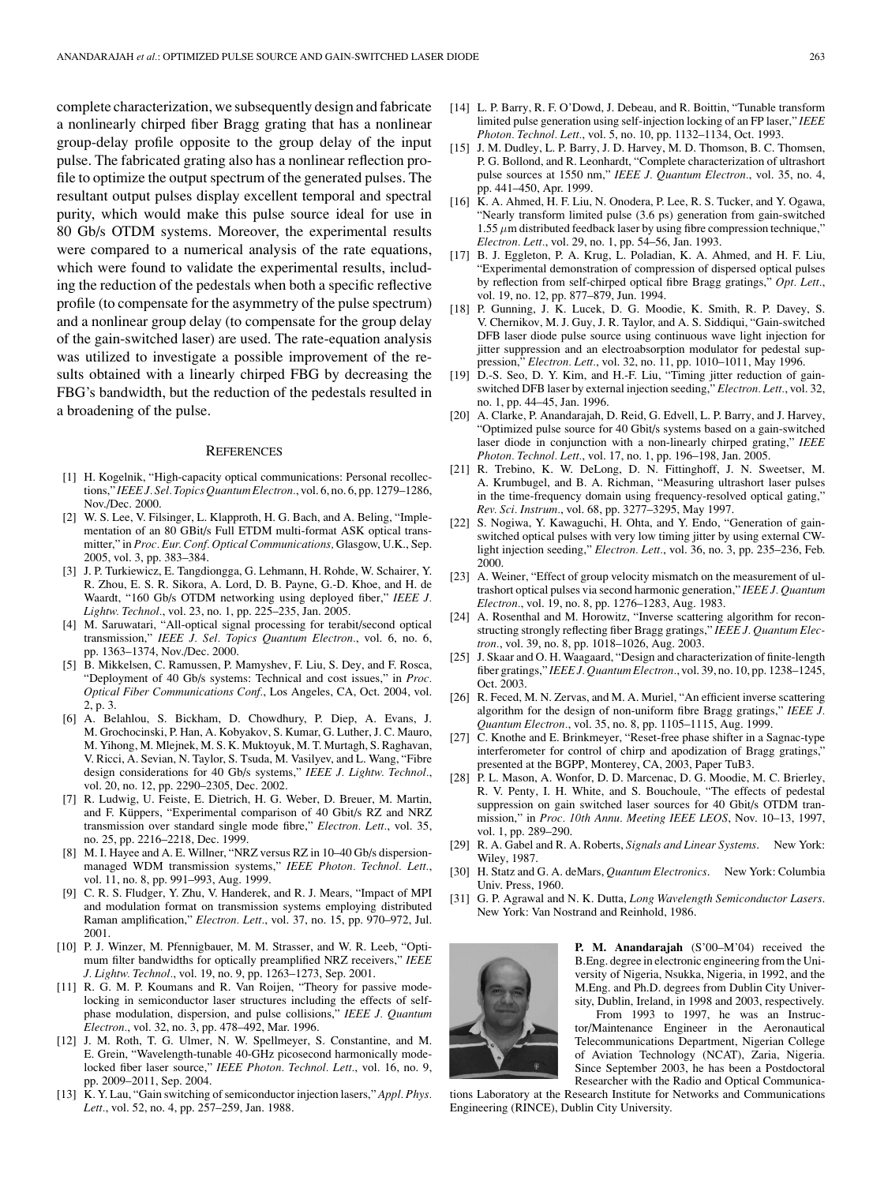complete characterization, we subsequently design and fabricate a nonlinearly chirped fiber Bragg grating that has a nonlinear group-delay profile opposite to the group delay of the input pulse. The fabricated grating also has a nonlinear reflection profile to optimize the output spectrum of the generated pulses. The resultant output pulses display excellent temporal and spectral purity, which would make this pulse source ideal for use in 80 Gb/s OTDM systems. Moreover, the experimental results were compared to a numerical analysis of the rate equations, which were found to validate the experimental results, including the reduction of the pedestals when both a specific reflective profile (to compensate for the asymmetry of the pulse spectrum) and a nonlinear group delay (to compensate for the group delay of the gain-switched laser) are used. The rate-equation analysis was utilized to investigate a possible improvement of the results obtained with a linearly chirped FBG by decreasing the FBG's bandwidth, but the reduction of the pedestals resulted in a broadening of the pulse.

## References

[1] H. Kogelnik, "High-capacity optical communications: Personal recollections," *IEEE J. Sel. Topics Quantum Electron.*, vol. 6, no. 6, pp. 1279–1286, Nov./Dec. 2000.

[2] W. S. Lee, V. Filsinger, L. Klapproth, H. G. Bach, and A. Beling, "Implementation of an 80 GBit/s Full ETDM multi-format ASK optical transmitter," in *Proc. Eur. Conf. Optical Communications,* Glasgow, U.K., Sep. 2005, vol. 3, pp. 383–384.

[3] J. P. Turkiewicz, E. Tangdiongga, G. Lehmann, H. Rohde, W. Schairer, Y. R. Zhou, E. S. R. Sikora, A. Lord, D. B. Payne, G.-D. Khoe, and H. de Waardt, "160 Gb/s OTDM networking using deployed fiber," *IEEE J. Lightw. Technol.*, vol. 23, no. 1, pp. 225–235, Jan. 2005.

[4] M. Saruwatari, "All-optical signal processing for terabit/second optical transmission," *IEEE J. Sel. Topics Quantum Electron.*, vol. 6, no. 6, pp. 1363–1374, Nov./Dec. 2000.

[5] B. Mikkelsen, C. Ramussen, P. Mamyshev, F. Liu, S. Dey, and F. Rosca, "Deployment of 40 Gb/s systems: Technical and cost issues," in *Proc. Optical Fiber Communications Conf.*, Los Angeles, CA, Oct. 2004, vol. 2, p. 3.

[6] A. Belahlou, S. Bickham, D. Chowdhury, P. Diep, A. Evans, J. M. Grochocinski, P. Han, A. Kobyakov, S. Kumar, G. Luther, J. C. Mauro, M. Yihong, M. Mlejnek, M. S. K. Muktoyuk, M. T. Murtagh, S. Raghavan, V. Ricci, A. Sevian, N. Taylor, S. Tsuda, M. Vasilyev, and L. Wang, "Fibre design considerations for 40 Gb/s systems," *IEEE J. Lightw. Technol.*, vol. 20, no. 12, pp. 2290–2305, Dec. 2002.

[7] R. Ludwig, U. Feiste, E. Dietrich, H. G. Weber, D. Breuer, M. Martin, and F. Küppers, "Experimental comparison of 40 Gbit/s RZ and NRZ transmission over standard single mode fibre," *Electron. Lett.*, vol. 35, no. 25, pp. 2216–2218, Dec. 1999.

[8] M. I. Hayee and A. E. Willner, "NRZ versus RZ in 10–40 Gb/s dispersion-managed WDM transmission systems," *IEEE Photon. Technol. Lett.*, vol. 11, no. 8, pp. 991–993, Aug. 1999.

[9] C. R. S. Fludger, Y. Zhu, V. Handerek, and R. J. Mears, "Impact of MPI and modulation format on transmission systems employing distributed Raman amplification," *Electron. Lett.*, vol. 37, no. 15, pp. 970–972, Jul. 2001.

[10] P. J. Winzer, M. Pfennigbauer, M. M. Strasser, and W. R. Leeb, "Optimum filter bandwidths for optically preamplified NRZ receivers," *IEEE J. Lightw. Technol.*, vol. 19, no. 9, pp. 1263–1273, Sep. 2001.

[11] R. G. M. P. Koumans and R. Van Roijen, "Theory for passive mode-locking in semiconductor laser structures including the effects of self-phase modulation, dispersion, and pulse collisions," *IEEE J. Quantum Electron.*, vol. 32, no. 3, pp. 478–492, Mar. 1996.

[12] J. M. Roth, T. G. Ulmer, N. W. Spellmeyer, S. Constantine, and M. E. Grein, "Wavelength-tunable 40-GHz picosecond harmonically mode-locked fiber laser source," *IEEE Photon. Technol. Lett.*, vol. 16, no. 9, pp. 2009–2011, Sep. 2004.

[13] K. Y. Lau, "Gain switching of semiconductor injection lasers," *Appl. Phys. Lett.*, vol. 52, no. 4, pp. 257–259, Jan. 1988.

[14] L. P. Barry, R. F. O'Dowd, J. Debeau, and R. Boittin, "Tunable transform limited pulse generation using self-injection locking of an FP laser," *IEEE Photon. Technol. Lett.*, vol. 5, no. 10, pp. 1132–1134, Oct. 1993.

[15] J. M. Dudley, L. P. Barry, J. D. Harvey, M. D. Thomson, B. C. Thomsen, P. G. Bollond, and R. Leonhardt, "Complete characterization of ultrashort pulse sources at 1550 nm," *IEEE J. Quantum Electron.*, vol. 35, no. 4, pp. 441–450, Apr. 1999.

[16] K. A. Ahmed, H. F. Liu, N. Onodera, P. Lee, R. S. Tucker, and Y. Ogawa, "Nearly transform limited pulse (3.6 ps) generation from gain-switched 1.55 $\mu$m distributed feedback laser by using fibre compression technique," *Electron. Lett.*, vol. 29, no. 1, pp. 54–56, Jan. 1993.

[17] B. J. Eggleton, P. A. Krug, L. Poladian, K. A. Ahmed, and H. F. Liu, "Experimental demonstration of compression of dispersed optical pulses by reflection from self-chirped optical fibre Bragg gratings," *Opt. Lett.*, vol. 19, no. 12, pp. 877–879, Jun. 1994.

[18] P. Gunning, J. K. Lucek, D. G. Moodie, K. Smith, R. P. Davey, S. V. Chernikov, M. J. Guy, J. R. Taylor, and A. S. Siddiqui, "Gain-switched DFB laser diode pulse source using continuous wave light injection for jitter suppression and an electroabsorption modulator for pedestal suppression," *Electron. Lett.*, vol. 32, no. 11, pp. 1010–1011, May 1996.

[19] D.-S. Seo, D. Y. Kim, and H.-F. Liu, "Timing jitter reduction of gain-switched DFB laser by external injection seeding," *Electron. Lett.*, vol. 32, no. 1, pp. 44–45, Jan. 1996.

[20] A. Clarke, P. Anandarajah, D. Reid, G. Edvell, L. P. Barry, and J. Harvey, "Optimized pulse source for 40 Gbit/s systems based on a gain-switched laser diode in conjunction with a non-linearly chirped grating," *IEEE Photon. Technol. Lett.*, vol. 17, no. 1, pp. 196–198, Jan. 2005.

[21] R. Trebino, K. W. DeLong, D. N. Fittinghoff, J. N. Sweetser, M. A. Krumbugel, and B. A. Richman, "Measuring ultrashort laser pulses in the time-frequency domain using frequency-resolved optical gating," *Rev. Sci. Instrum.*, vol. 68, pp. 3277–3295, May 1997.

[22] S. Nogiwa, Y. Kawaguchi, H. Ohta, and Y. Endo, "Generation of gain-switched optical pulses with very low timing jitter by using external CW-light injection seeding," *Electron. Lett.*, vol. 36, no. 3, pp. 235–236, Feb. 2000.

[23] A. Weiner, "Effect of group velocity mismatch on the measurement of ultrashort optical pulses via second harmonic generation," *IEEE J. Quantum Electron.*, vol. 19, no. 8, pp. 1276–1283, Aug. 1983.

[24] A. Rosenthal and M. Horowitz, "Inverse scattering algorithm for reconstructing strongly reflecting fiber Bragg gratings," *IEEE J. Quantum Electron.*, vol. 39, no. 8, pp. 1018–1026, Aug. 2003.

[25] J. Skaar and O. H. Waagaard, "Design and characterization of finite-length fiber gratings," *IEEE J. Quantum Electron.*, vol. 39, no. 10, pp. 1238–1245, Oct. 2003.

[26] R. Feced, M. N. Zervas, and M. A. Muriel, "An efficient inverse scattering algorithm for the design of non-uniform fibre Bragg gratings," *IEEE J. Quantum Electron.*, vol. 35, no. 8, pp. 1105–1115, Aug. 1999.

[27] C. Knothe and E. Brinkmeyer, "Reset-free phase shifter in a Sagnac-type interferometer for control of chirp and apodization of Bragg gratings," presented at the BGPP, Monterey, CA, 2003, Paper TuB3.

[28] P. L. Mason, A. Wonfor, D. D. Marcenac, D. G. Moodie, M. C. Brierley, R. V. Penty, I. H. White, and S. Bouchoule, "The effects of pedestal suppression on gain switched laser sources for 40 Gbit/s OTDM tranmission," in *Proc. 10th Annu. Meeting IEEE LEOS*, Nov. 10–13, 1997, vol. 1, pp. 289–290.

[29] R. A. Gabel and R. A. Roberts, *Signals and Linear Systems*. New York: Wiley, 1987.

[30] H. Statz and G. A. deMars, *Quantum Electronics*. New York: Columbia Univ. Press, 1960.

[31] G. P. Agrawal and N. K. Dutta, *Long Wavelength Semiconductor Lasers*. New York: Van Nostrand and Reinhold, 1986.

**P. M. Anandarajah** (S'00–M'04) received the B.Eng. degree in electronic engineering from the University of Nigeria, Nsukka, Nigeria, in 1992, and the M.Eng. and Ph.D. degrees from Dublin City University, Dublin, Ireland, in 1998 and 2003, respectively.

From 1993 to 1997, he was an Instructor/Maintenance Engineer in the Aeronautical Telecommunications Department, Nigerian College of Aviation Technology (NCAT), Zaria, Nigeria. Since September 2003, he has been a Postdoctoral Researcher with the Radio and Optical Communications Laboratory at the Research Institute for Networks and Communications Engineering (RINCE), Dublin City University.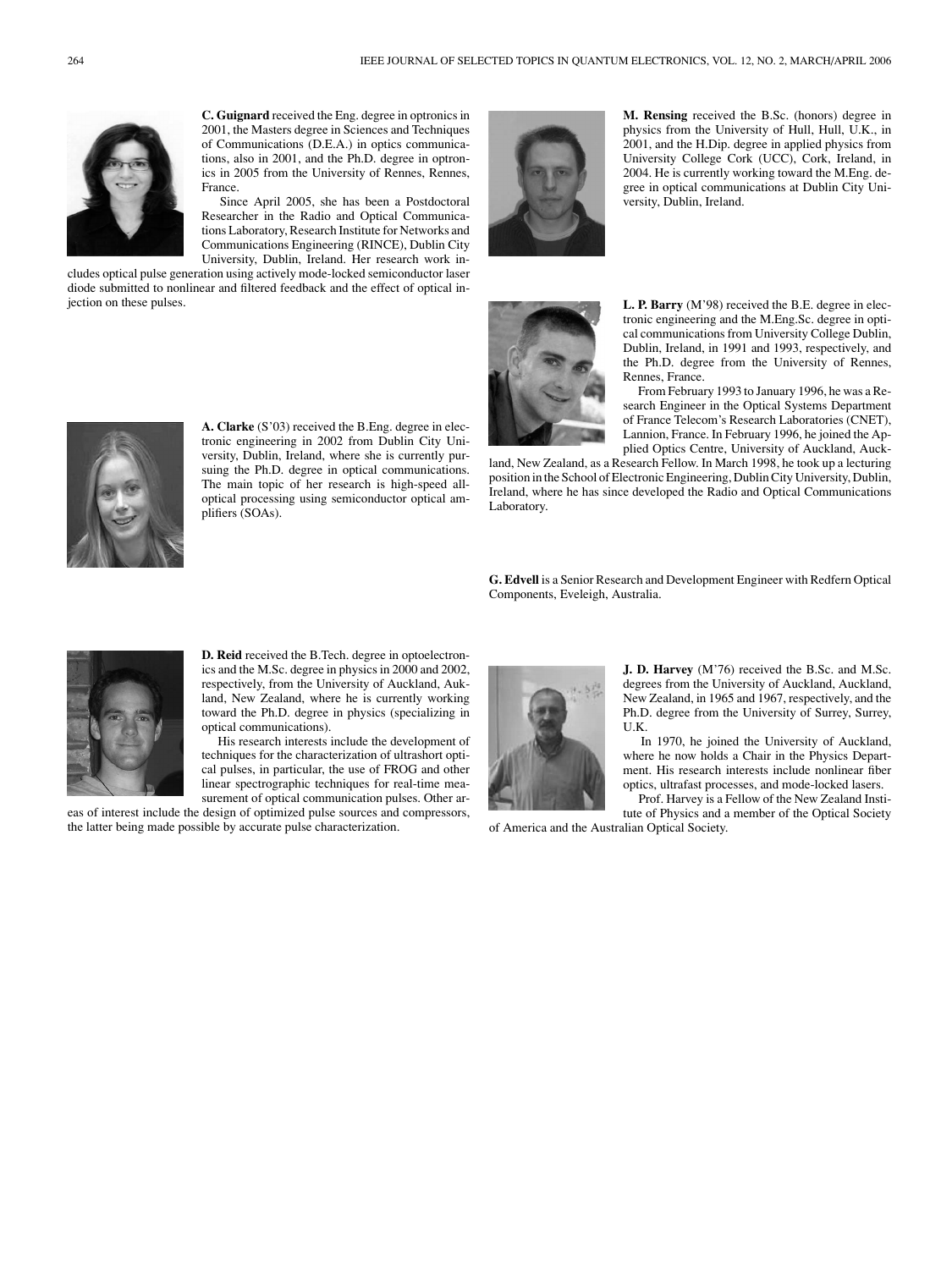**C. Guignard** received the Eng. degree in optronics in 2001, the Masters degree in Sciences and Techniques of Communications (D.E.A.) in optics communications, also in 2001, and the Ph.D. degree in optronics in 2005 from the University of Rennes, Rennes, France.

Since April 2005, she has been a Postdoctoral Researcher in the Radio and Optical Communications Laboratory, Research Institute for Networks and Communications Engineering (RINCE), Dublin City University, Dublin, Ireland. Her research work includes optical pulse generation using actively mode-locked semiconductor laser diode submitted to nonlinear and filtered feedback and the effect of optical injection on these pulses.

**A. Clarke** (S'03) received the B.Eng. degree in electronic engineering in 2002 from Dublin City University, Dublin, Ireland, where she is currently pursuing the Ph.D. degree in optical communications. The main topic of her research is high-speed all-optical processing using semiconductor optical amplifiers (SOAs).

**D. Reid** received the B.Tech. degree in optoelectronics and the M.Sc. degree in physics in 2000 and 2002, respectively, from the University of Auckland, Aukland, New Zealand, where he is currently working toward the Ph.D. degree in physics (specializing in optical communications).

His research interests include the development of techniques for the characterization of ultrashort optical pulses, in particular, the use of FROG and other linear spectrographic techniques for real-time measurement of optical communication pulses. Other areas of interest include the design of optimized pulse sources and compressors, the latter being made possible by accurate pulse characterization.

**M. Rensing** received the B.Sc. (honors) degree in physics from the University of Hull, Hull, U.K., in 2001, and the H.Dip. degree in applied physics from University College Cork (UCC), Cork, Ireland, in 2004. He is currently working toward the M.Eng. degree in optical communications at Dublin City University, Dublin, Ireland.

**L. P. Barry** (M'98) received the B.E. degree in electronic engineering and the M.Eng.Sc. degree in optical communications from University College Dublin, Dublin, Ireland, in 1991 and 1993, respectively, and the Ph.D. degree from the University of Rennes, Rennes, France.

From February 1993 to January 1996, he was a Research Engineer in the Optical Systems Department of France Telecom's Research Laboratories (CNET), Lannion, France. In February 1996, he joined the Applied Optics Centre, University of Auckland, Auckland, New Zealand, as a Research Fellow. In March 1998, he took up a lecturing position in the School of Electronic Engineering, Dublin City University, Dublin, Ireland, where he has since developed the Radio and Optical Communications Laboratory.

**G. Edvell** is a Senior Research and Development Engineer with Redfern Optical Components, Eveleigh, Australia.

**J. D. Harvey** (M'76) received the B.Sc. and M.Sc. degrees from the University of Auckland, Auckland, New Zealand, in 1965 and 1967, respectively, and the Ph.D. degree from the University of Surrey, Surrey, U.K.

In 1970, he joined the University of Auckland, where he now holds a Chair in the Physics Department. His research interests include nonlinear fiber optics, ultrafast processes, and mode-locked lasers.

Prof. Harvey is a Fellow of the New Zealand Institute of Physics and a member of the Optical Society of America and the Australian Optical Society.